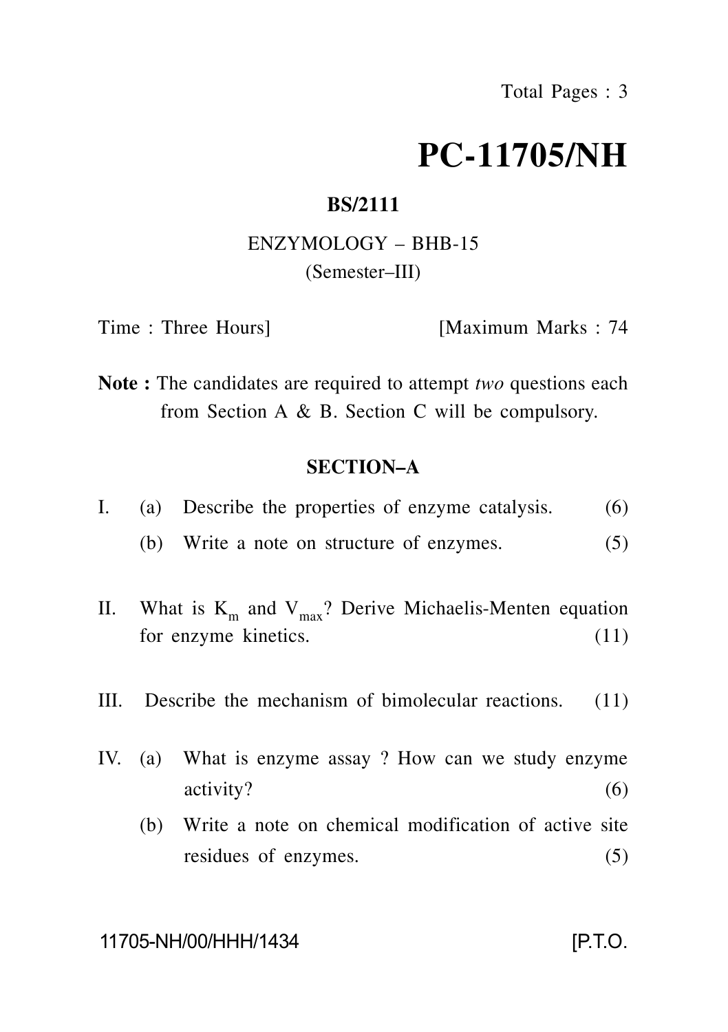Total Pages : 3

# PC-11705/NH

**BS/2111**

ENZYMOLOGY – BHB-15
(Semester–III)

Time : Three Hours] [Maximum Marks : 74

**Note :** The candidates are required to attempt *two* questions each from Section A & B. Section C will be compulsory.

## SECTION–A

I. (a) Describe the properties of enzyme catalysis. (6)

(b) Write a note on structure of enzymes. (5)

II. What is $K_m$ and $V_{max}$? Derive Michaelis-Menten equation for enzyme kinetics. (11)

III. Describe the mechanism of bimolecular reactions. (11)

IV. (a) What is enzyme assay ? How can we study enzyme activity? (6)

(b) Write a note on chemical modification of active site residues of enzymes. (5)

11705-NH/00/HHH/1434 [P.T.O.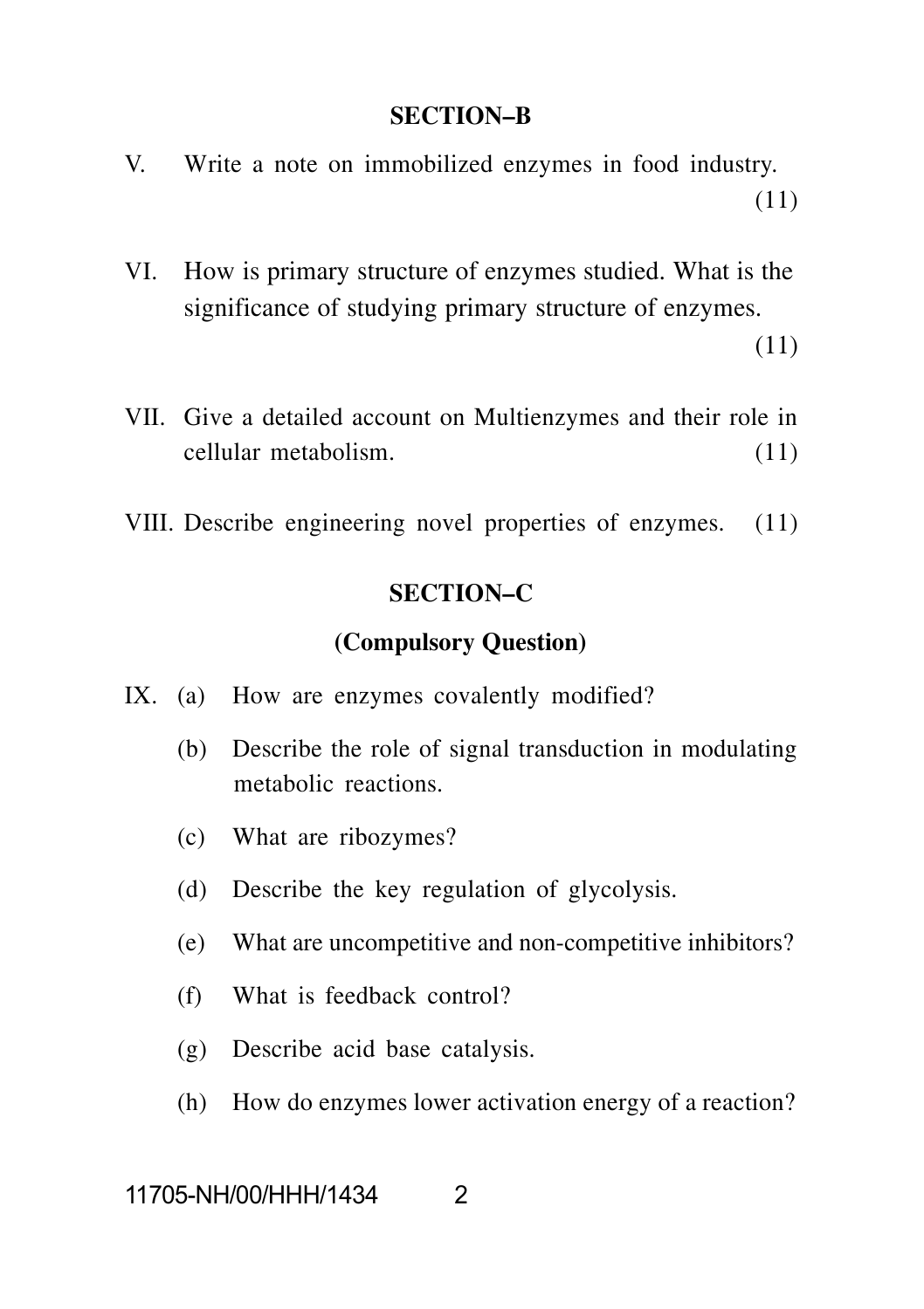## SECTION–B

V. Write a note on immobilized enzymes in food industry. (11)

VI. How is primary structure of enzymes studied. What is the significance of studying primary structure of enzymes. (11)

VII. Give a detailed account on Multienzymes and their role in cellular metabolism. (11)

VIII. Describe engineering novel properties of enzymes. (11)

## SECTION–C

### (Compulsory Question)

IX. (a) How are enzymes covalently modified?

(b) Describe the role of signal transduction in modulating metabolic reactions.

(c) What are ribozymes?

(d) Describe the key regulation of glycolysis.

(e) What are uncompetitive and non-competitive inhibitors?

(f) What is feedback control?

(g) Describe acid base catalysis.

(h) How do enzymes lower activation energy of a reaction?

11705-NH/00/HHH/1434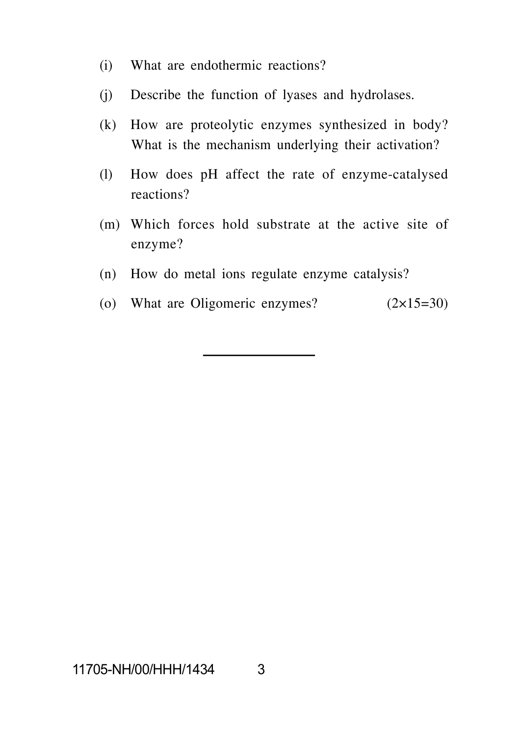(i) What are endothermic reactions?

(j) Describe the function of lyases and hydrolases.

(k) How are proteolytic enzymes synthesized in body? What is the mechanism underlying their activation?

(l) How does pH affect the rate of enzyme-catalysed reactions?

(m) Which forces hold substrate at the active site of enzyme?

(n) How do metal ions regulate enzyme catalysis?

(o) What are Oligomeric enzymes? $(2 \times 15 = 30)$

---

11705-NH/00/HHH/1434